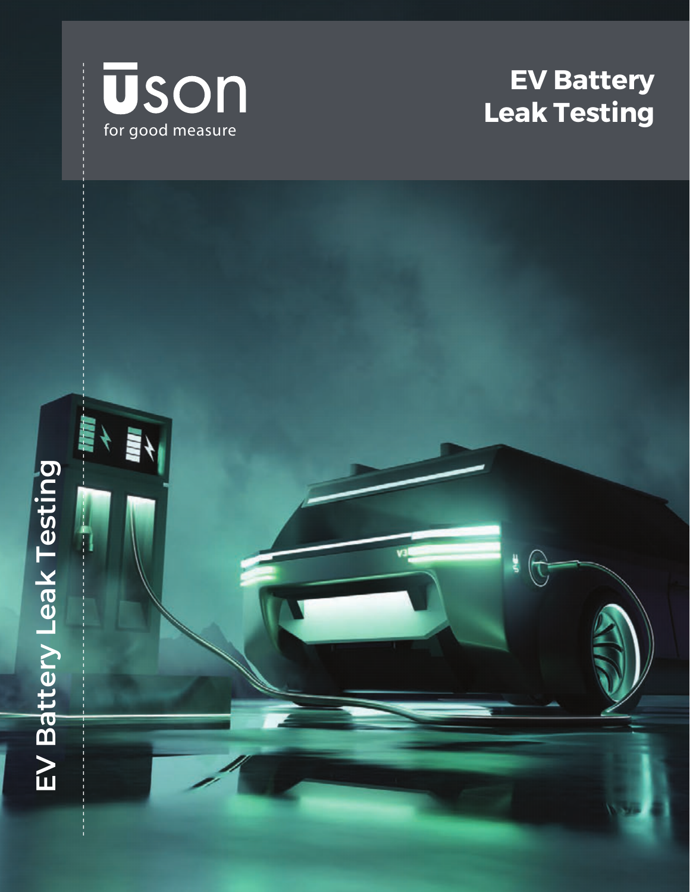Uson

for good measure

# EV Battery Leak Testing

EV Battery Leak Testing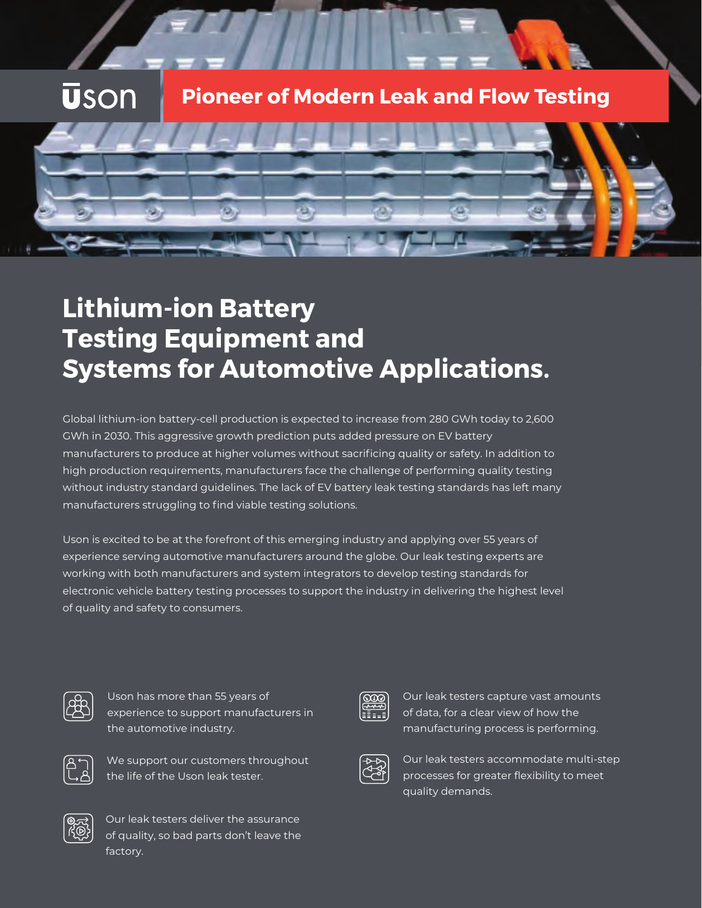Uson

**Pioneer of Modern Leak and Flow Testing**

# Lithium-ion Battery Testing Equipment and Systems for Automotive Applications.

Global lithium-ion battery-cell production is expected to increase from 280 GWh today to 2,600 GWh in 2030. This aggressive growth prediction puts added pressure on EV battery manufacturers to produce at higher volumes without sacrificing quality or safety. In addition to high production requirements, manufacturers face the challenge of performing quality testing without industry standard guidelines. The lack of EV battery leak testing standards has left many manufacturers struggling to find viable testing solutions.

Uson is excited to be at the forefront of this emerging industry and applying over 55 years of experience serving automotive manufacturers around the globe. Our leak testing experts are working with both manufacturers and system integrators to develop testing standards for electronic vehicle battery testing processes to support the industry in delivering the highest level of quality and safety to consumers.

- Uson has more than 55 years of experience to support manufacturers in the automotive industry.
- We support our customers throughout the life of the Uson leak tester.
- Our leak testers deliver the assurance of quality, so bad parts don't leave the factory.
- Our leak testers capture vast amounts of data, for a clear view of how the manufacturing process is performing.
- Our leak testers accommodate multi-step processes for greater flexibility to meet quality demands.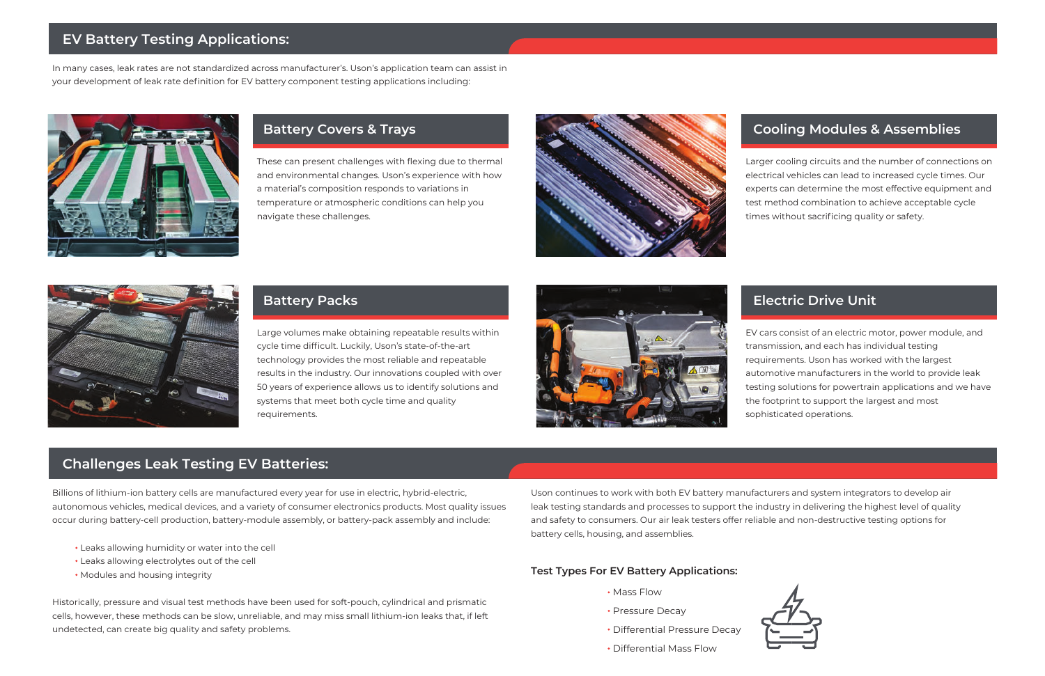## EV Battery Testing Applications:

In many cases, leak rates are not standardized across manufacturer's. Uson's application team can assist in your development of leak rate definition for EV battery component testing applications including:

### Battery Covers & Trays

These can present challenges with flexing due to thermal and environmental changes. Uson's experience with how a material's composition responds to variations in temperature or atmospheric conditions can help you navigate these challenges.

### Cooling Modules & Assemblies

Larger cooling circuits and the number of connections on electrical vehicles can lead to increased cycle times. Our experts can determine the most effective equipment and test method combination to achieve acceptable cycle times without sacrificing quality or safety.

### Battery Packs

Large volumes make obtaining repeatable results within cycle time difficult. Luckily, Uson's state-of-the-art technology provides the most reliable and repeatable results in the industry. Our innovations coupled with over 50 years of experience allows us to identify solutions and systems that meet both cycle time and quality requirements.

### Electric Drive Unit

EV cars consist of an electric motor, power module, and transmission, and each has individual testing requirements. Uson has worked with the largest automotive manufacturers in the world to provide leak testing solutions for powertrain applications and we have the footprint to support the largest and most sophisticated operations.

## Challenges Leak Testing EV Batteries:

Billions of lithium-ion battery cells are manufactured every year for use in electric, hybrid-electric, autonomous vehicles, medical devices, and a variety of consumer electronics products. Most quality issues occur during battery-cell production, battery-module assembly, or battery-pack assembly and include:

- Leaks allowing humidity or water into the cell
- Leaks allowing electrolytes out of the cell
- Modules and housing integrity

Historically, pressure and visual test methods have been used for soft-pouch, cylindrical and prismatic cells, however, these methods can be slow, unreliable, and may miss small lithium-ion leaks that, if left undetected, can create big quality and safety problems.

Uson continues to work with both EV battery manufacturers and system integrators to develop air leak testing standards and processes to support the industry in delivering the highest level of quality and safety to consumers. Our air leak testers offer reliable and non-destructive testing options for battery cells, housing, and assemblies.

**Test Types For EV Battery Applications:**

- Mass Flow
- Pressure Decay
- Differential Pressure Decay
- Differential Mass Flow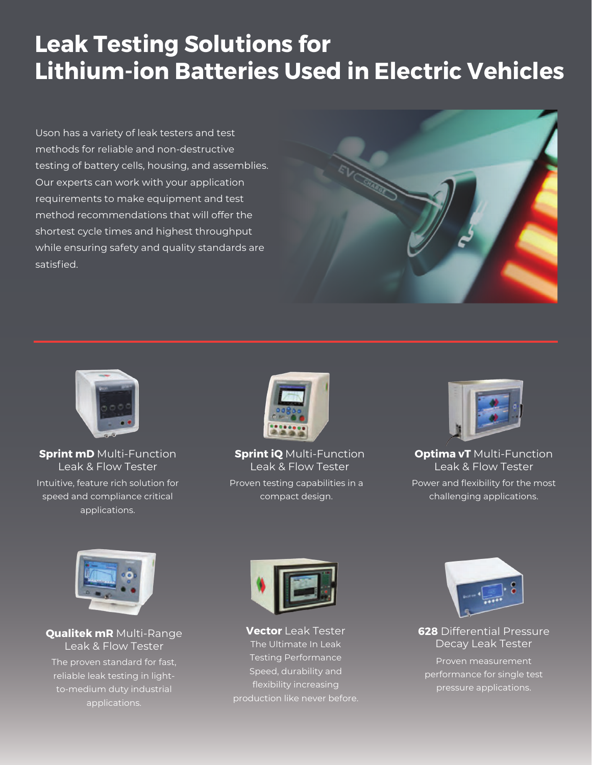# Leak Testing Solutions for Lithium-ion Batteries Used in Electric Vehicles

Uson has a variety of leak testers and test methods for reliable and non-destructive testing of battery cells, housing, and assemblies. Our experts can work with your application requirements to make equipment and test method recommendations that will offer the shortest cycle times and highest throughput while ensuring safety and quality standards are satisfied.

---

**Sprint mD** Multi-Function Leak & Flow Tester

Intuitive, feature rich solution for speed and compliance critical applications.

**Sprint iQ** Multi-Function Leak & Flow Tester

Proven testing capabilities in a compact design.

**Optima vT** Multi-Function Leak & Flow Tester

Power and flexibility for the most challenging applications.

**Qualitek mR** Multi-Range Leak & Flow Tester

The proven standard for fast, reliable leak testing in light-to-medium duty industrial applications.

**Vector** Leak Tester

The Ultimate In Leak Testing Performance Speed, durability and flexibility increasing production like never before.

**628** Differential Pressure Decay Leak Tester

Proven measurement performance for single test pressure applications.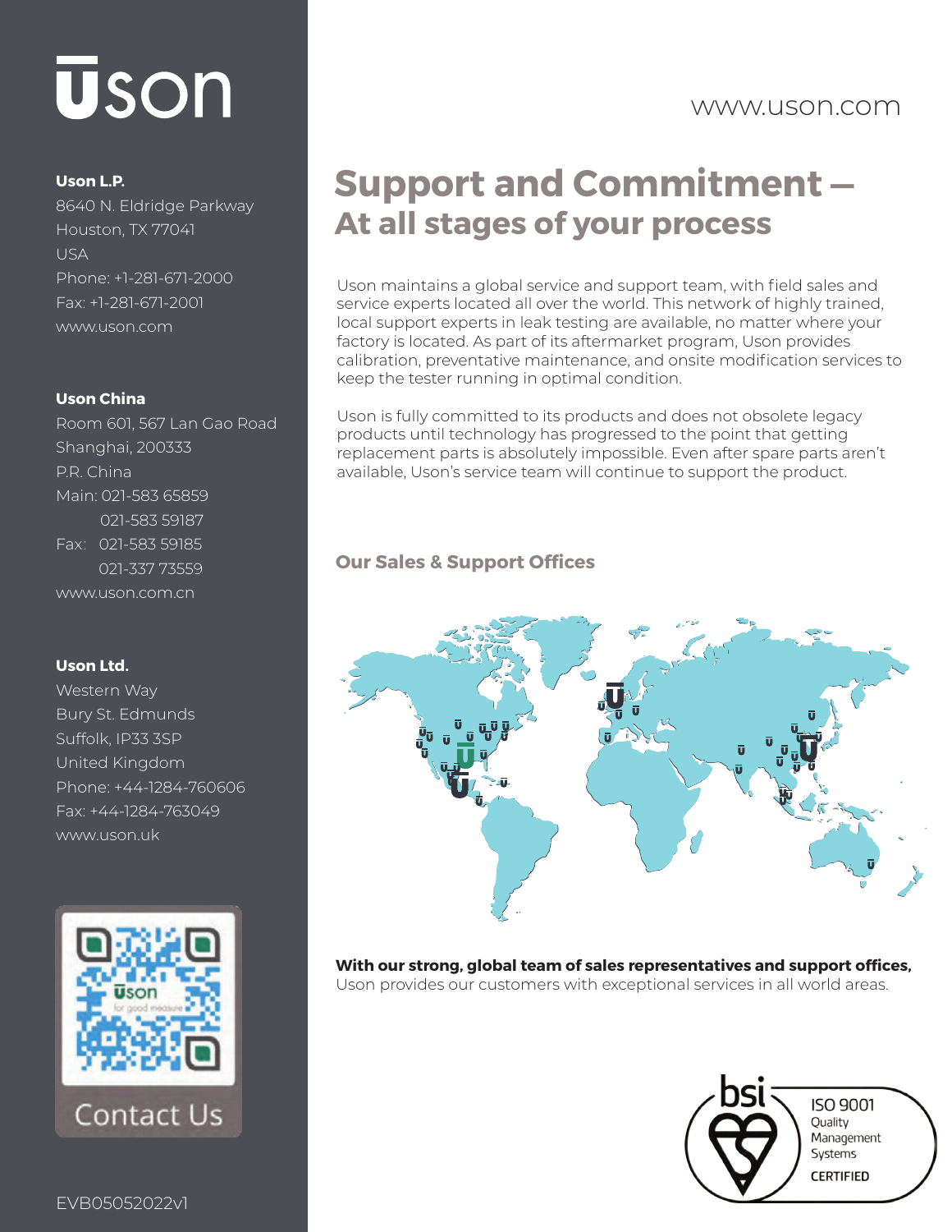# Uson

**Uson L.P.**
8640 N. Eldridge Parkway
Houston, TX 77041
USA
Phone: +1-281-671-2000
Fax: +1-281-671-2001
www.uson.com

**Uson China**
Room 601, 567 Lan Gao Road
Shanghai, 200333
P.R. China
Main: 021-583 65859
021-583 59187
Fax: 021-583 59185
021-337 73559
www.uson.com.cn

**Uson Ltd.**
Western Way
Bury St. Edmunds
Suffolk, IP33 3SP
United Kingdom
Phone: +44-1284-760606
Fax: +44-1284-763049
www.uson.uk

Contact Us

EVB05052022v1

www.uson.com

## Support and Commitment – At all stages of your process

Uson maintains a global service and support team, with field sales and service experts located all over the world. This network of highly trained, local support experts in leak testing are available, no matter where your factory is located. As part of its aftermarket program, Uson provides calibration, preventative maintenance, and onsite modification services to keep the tester running in optimal condition.

Uson is fully committed to its products and does not obsolete legacy products until technology has progressed to the point that getting replacement parts is absolutely impossible. Even after spare parts aren't available, Uson's service team will continue to support the product.

### Our Sales & Support Offices

**With our strong, global team of sales representatives and support offices,** Uson provides our customers with exceptional services in all world areas.

bsi
ISO 9001
Quality
Management
Systems
CERTIFIED